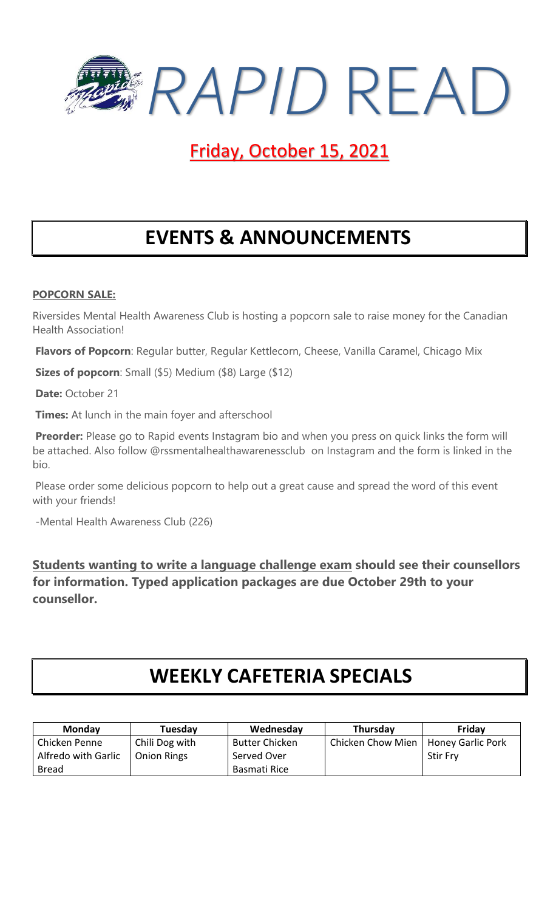# *RAPID* READ

## Friday, October 15, 2021

## EVENTS & ANNOUNCEMENTS

**POPCORN SALE:**

Riversides Mental Health Awareness Club is hosting a popcorn sale to raise money for the Canadian Health Association!

**Flavors of Popcorn**: Regular butter, Regular Kettlecorn, Cheese, Vanilla Caramel, Chicago Mix

**Sizes of popcorn**: Small ($5) Medium ($8) Large ($12)

**Date:** October 21

**Times:** At lunch in the main foyer and afterschool

**Preorder:** Please go to Rapid events Instagram bio and when you press on quick links the form will be attached. Also follow @rssmentalhealthawarenessclub on Instagram and the form is linked in the bio.

Please order some delicious popcorn to help out a great cause and spread the word of this event with your friends!

-Mental Health Awareness Club (226)

**Students wanting to write a language challenge exam should see their counsellors for information. Typed application packages are due October 29th to your counsellor.**

## WEEKLY CAFETERIA SPECIALS

| Monday | Tuesday | Wednesday | Thursday | Friday |
|---|---|---|---|---|
| Chicken Penne Alfredo with Garlic Bread | Chili Dog with Onion Rings | Butter Chicken Served Over Basmati Rice | Chicken Chow Mien | Honey Garlic Pork Stir Fry |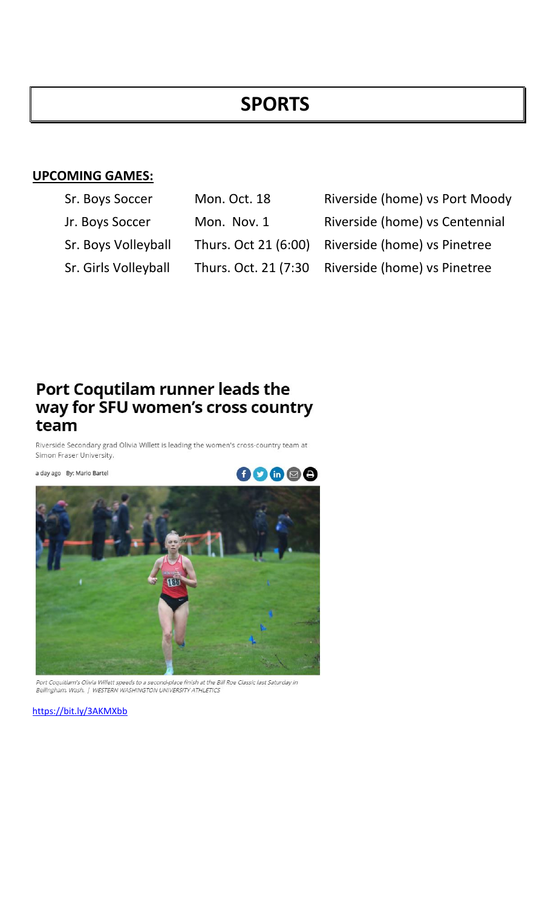# SPORTS

**UPCOMING GAMES:**

| | | |
|---|---|---|
| Sr. Boys Soccer | Mon. Oct. 18 | Riverside (home) vs Port Moody |
| Jr. Boys Soccer | Mon. Nov. 1 | Riverside (home) vs Centennial |
| Sr. Boys Volleyball | Thurs. Oct 21 (6:00) | Riverside (home) vs Pinetree |
| Sr. Girls Volleyball | Thurs. Oct. 21 (7:30 | Riverside (home) vs Pinetree |

## Port Coqutilam runner leads the way for SFU women's cross country team

Riverside Secondary grad Olivia Willett is leading the women's cross-country team at Simon Fraser University.

a day ago By: Mario Bartel

*Port Coquitlam's Olivia Willett speeds to a second-place finish at the Bill Roe Classic last Saturday in Bellingham, Wash. | WESTERN WASHINGTON UNIVERSITY ATHLETICS*

https://bit.ly/3AKMXbb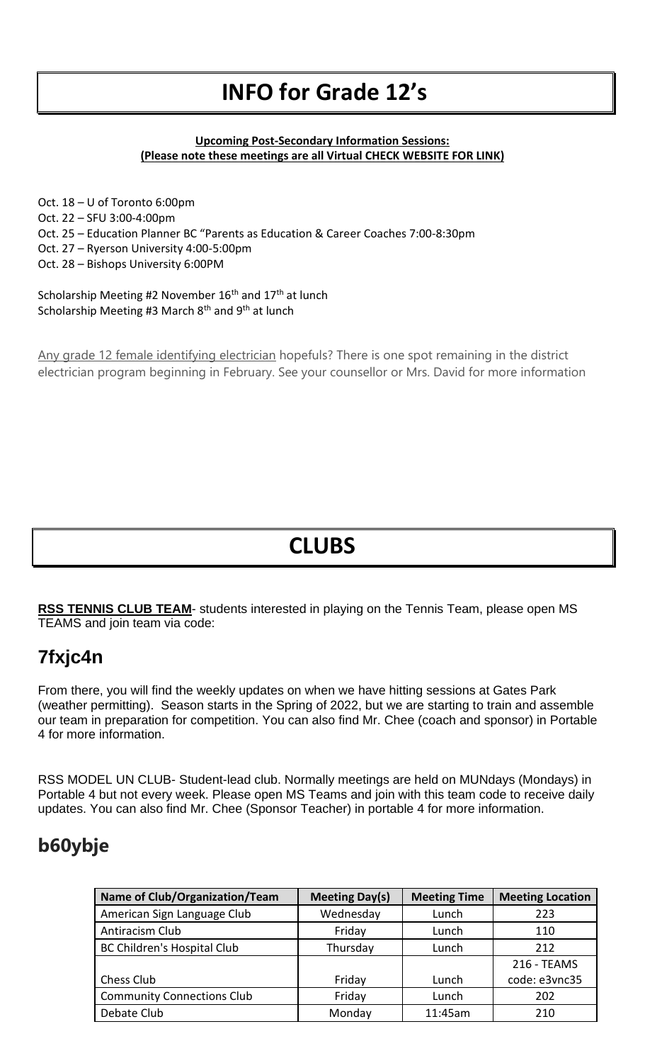# INFO for Grade 12's

**Upcoming Post-Secondary Information Sessions:**
**(Please note these meetings are all Virtual CHECK WEBSITE FOR LINK)**

Oct. 18 – U of Toronto 6:00pm
Oct. 22 – SFU 3:00-4:00pm
Oct. 25 – Education Planner BC "Parents as Education & Career Coaches 7:00-8:30pm
Oct. 27 – Ryerson University 4:00-5:00pm
Oct. 28 – Bishops University 6:00PM

Scholarship Meeting #2 November 16th and 17th at lunch
Scholarship Meeting #3 March 8th and 9th at lunch

Any grade 12 female identifying electrician hopefuls? There is one spot remaining in the district electrician program beginning in February. See your counsellor or Mrs. David for more information

# CLUBS

**RSS TENNIS CLUB TEAM**- students interested in playing on the Tennis Team, please open MS TEAMS and join team via code:

## 7fxjc4n

From there, you will find the weekly updates on when we have hitting sessions at Gates Park (weather permitting). Season starts in the Spring of 2022, but we are starting to train and assemble our team in preparation for competition. You can also find Mr. Chee (coach and sponsor) in Portable 4 for more information.

RSS MODEL UN CLUB- Student-lead club. Normally meetings are held on MUNdays (Mondays) in Portable 4 but not every week. Please open MS Teams and join with this team code to receive daily updates. You can also find Mr. Chee (Sponsor Teacher) in portable 4 for more information.

## b60ybje

| Name of Club/Organization/Team | Meeting Day(s) | Meeting Time | Meeting Location |
|---|---|---|---|
| American Sign Language Club | Wednesday | Lunch | 223 |
| Antiracism Club | Friday | Lunch | 110 |
| BC Children's Hospital Club | Thursday | Lunch | 212 |
| Chess Club | Friday | Lunch | 216 - TEAMS code: e3vnc35 |
| Community Connections Club | Friday | Lunch | 202 |
| Debate Club | Monday | 11:45am | 210 |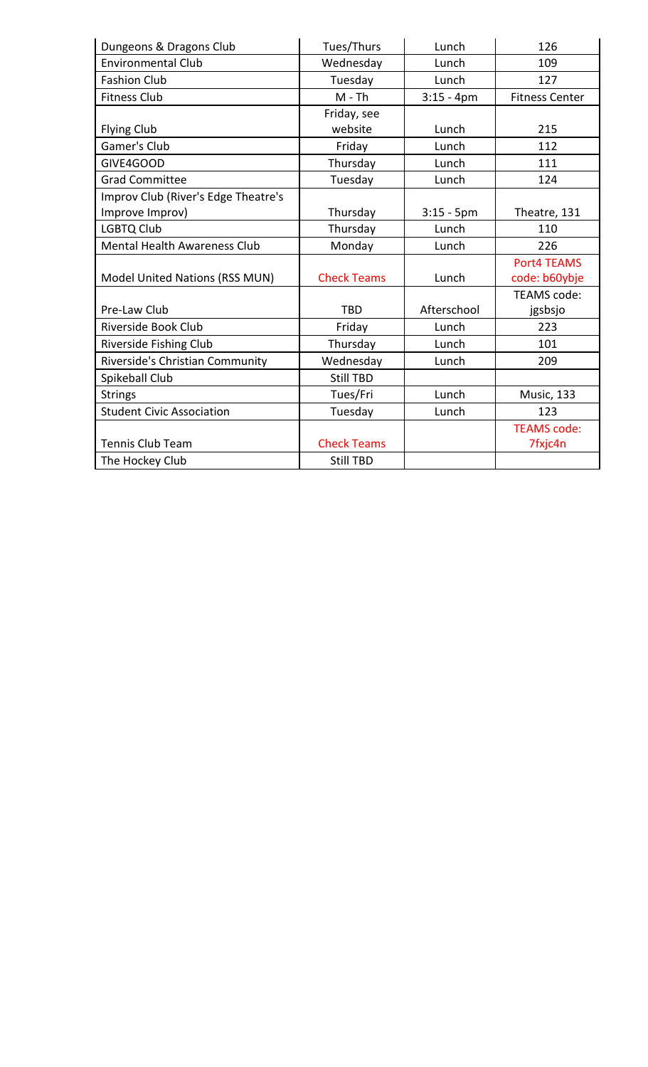| | | | |
|---|---|---|---|
| Dungeons & Dragons Club | Tues/Thurs | Lunch | 126 |
| Environmental Club | Wednesday | Lunch | 109 |
| Fashion Club | Tuesday | Lunch | 127 |
| Fitness Club | M - Th | 3:15 - 4pm | Fitness Center |
| Flying Club | Friday, see website | Lunch | 215 |
| Gamer's Club | Friday | Lunch | 112 |
| GIVE4GOOD | Thursday | Lunch | 111 |
| Grad Committee | Tuesday | Lunch | 124 |
| Improv Club (River's Edge Theatre's Improve Improv) | Thursday | 3:15 - 5pm | Theatre, 131 |
| LGBTQ Club | Thursday | Lunch | 110 |
| Mental Health Awareness Club | Monday | Lunch | 226 |
| Model United Nations (RSS MUN) | Check Teams | Lunch | Port4 TEAMS code: b60ybje |
| Pre-Law Club | TBD | Afterschool | TEAMS code: jgsbsjo |
| Riverside Book Club | Friday | Lunch | 223 |
| Riverside Fishing Club | Thursday | Lunch | 101 |
| Riverside's Christian Community | Wednesday | Lunch | 209 |
| Spikeball Club | Still TBD | | |
| Strings | Tues/Fri | Lunch | Music, 133 |
| Student Civic Association | Tuesday | Lunch | 123 |
| Tennis Club Team | Check Teams | | TEAMS code: 7fxjc4n |
| The Hockey Club | Still TBD | | |